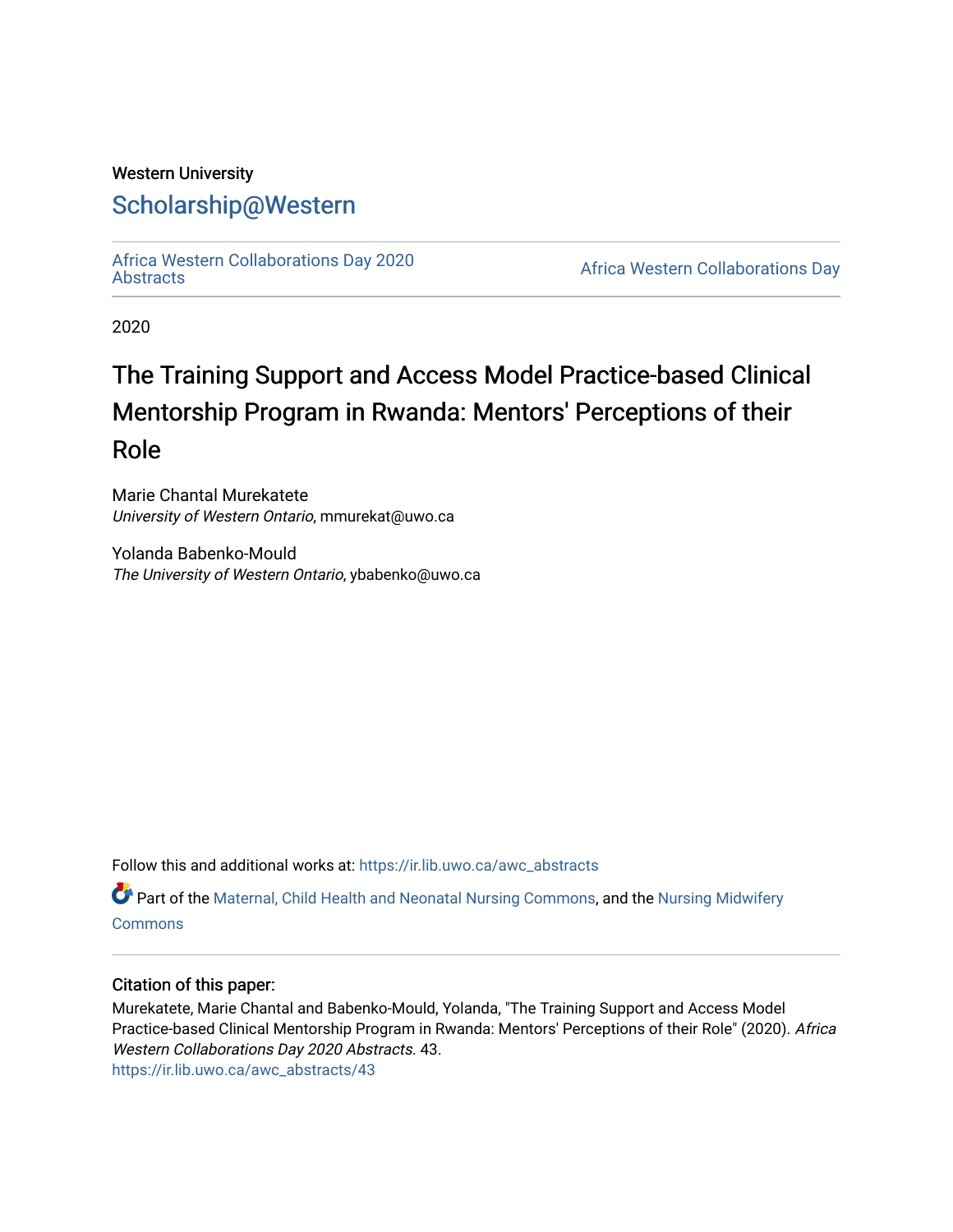Western University

# Scholarship@Western

Africa Western Collaborations Day 2020 Abstracts

Africa Western Collaborations Day

2020

# The Training Support and Access Model Practice-based Clinical Mentorship Program in Rwanda: Mentors' Perceptions of their Role

Marie Chantal Murekatete
*University of Western Ontario*, mmurekat@uwo.ca

Yolanda Babenko-Mould
*The University of Western Ontario*, ybabenko@uwo.ca

Follow this and additional works at: https://ir.lib.uwo.ca/awc_abstracts

Part of the Maternal, Child Health and Neonatal Nursing Commons, and the Nursing Midwifery Commons

## Citation of this paper:

Murekatete, Marie Chantal and Babenko-Mould, Yolanda, "The Training Support and Access Model Practice-based Clinical Mentorship Program in Rwanda: Mentors' Perceptions of their Role" (2020). *Africa Western Collaborations Day 2020 Abstracts*. 43.
https://ir.lib.uwo.ca/awc_abstracts/43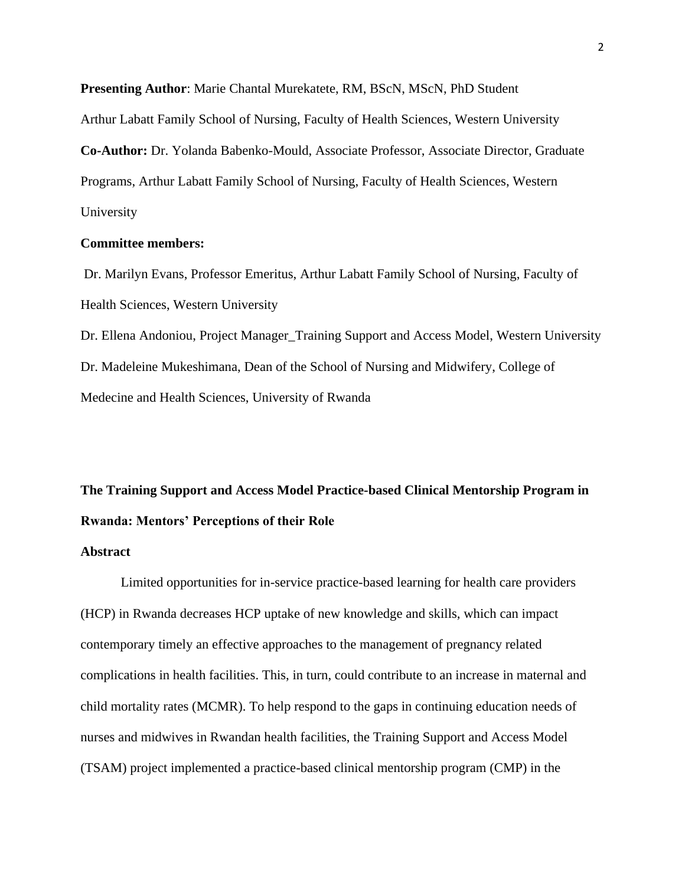**Presenting Author**: Marie Chantal Murekatete, RM, BScN, MScN, PhD Student

Arthur Labatt Family School of Nursing, Faculty of Health Sciences, Western University

**Co-Author:** Dr. Yolanda Babenko-Mould, Associate Professor, Associate Director, Graduate Programs, Arthur Labatt Family School of Nursing, Faculty of Health Sciences, Western University

**Committee members:**

Dr. Marilyn Evans, Professor Emeritus, Arthur Labatt Family School of Nursing, Faculty of Health Sciences, Western University

Dr. Ellena Andoniou, Project Manager_Training Support and Access Model, Western University

Dr. Madeleine Mukeshimana, Dean of the School of Nursing and Midwifery, College of Medecine and Health Sciences, University of Rwanda

**The Training Support and Access Model Practice-based Clinical Mentorship Program in Rwanda: Mentors' Perceptions of their Role**

**Abstract**

Limited opportunities for in-service practice-based learning for health care providers (HCP) in Rwanda decreases HCP uptake of new knowledge and skills, which can impact contemporary timely an effective approaches to the management of pregnancy related complications in health facilities. This, in turn, could contribute to an increase in maternal and child mortality rates (MCMR). To help respond to the gaps in continuing education needs of nurses and midwives in Rwandan health facilities, the Training Support and Access Model (TSAM) project implemented a practice-based clinical mentorship program (CMP) in the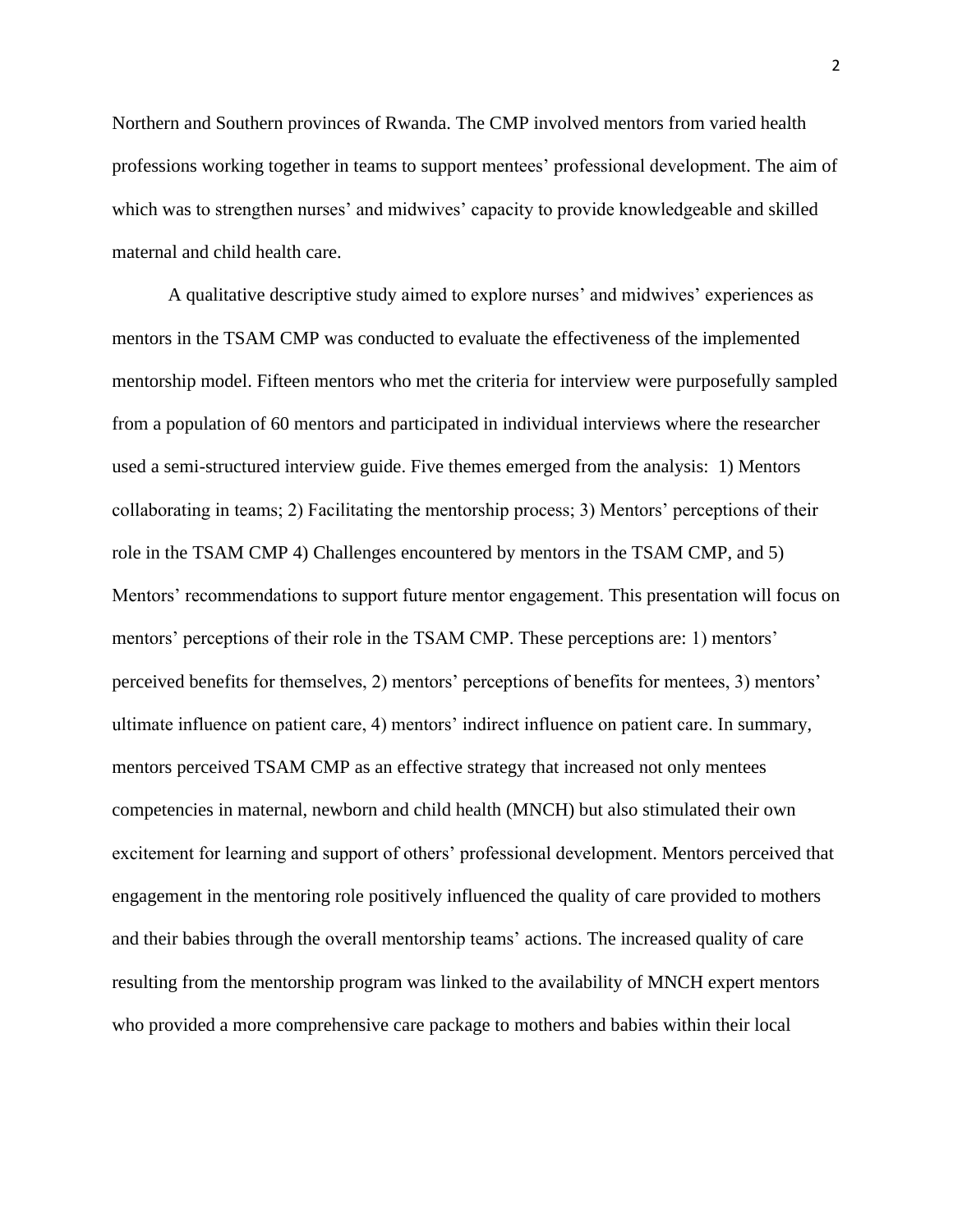Northern and Southern provinces of Rwanda. The CMP involved mentors from varied health professions working together in teams to support mentees' professional development. The aim of which was to strengthen nurses' and midwives' capacity to provide knowledgeable and skilled maternal and child health care.

A qualitative descriptive study aimed to explore nurses' and midwives' experiences as mentors in the TSAM CMP was conducted to evaluate the effectiveness of the implemented mentorship model. Fifteen mentors who met the criteria for interview were purposefully sampled from a population of 60 mentors and participated in individual interviews where the researcher used a semi-structured interview guide. Five themes emerged from the analysis: 1) Mentors collaborating in teams; 2) Facilitating the mentorship process; 3) Mentors' perceptions of their role in the TSAM CMP 4) Challenges encountered by mentors in the TSAM CMP, and 5) Mentors' recommendations to support future mentor engagement. This presentation will focus on mentors' perceptions of their role in the TSAM CMP. These perceptions are: 1) mentors' perceived benefits for themselves, 2) mentors' perceptions of benefits for mentees, 3) mentors' ultimate influence on patient care, 4) mentors' indirect influence on patient care. In summary, mentors perceived TSAM CMP as an effective strategy that increased not only mentees competencies in maternal, newborn and child health (MNCH) but also stimulated their own excitement for learning and support of others' professional development. Mentors perceived that engagement in the mentoring role positively influenced the quality of care provided to mothers and their babies through the overall mentorship teams' actions. The increased quality of care resulting from the mentorship program was linked to the availability of MNCH expert mentors who provided a more comprehensive care package to mothers and babies within their local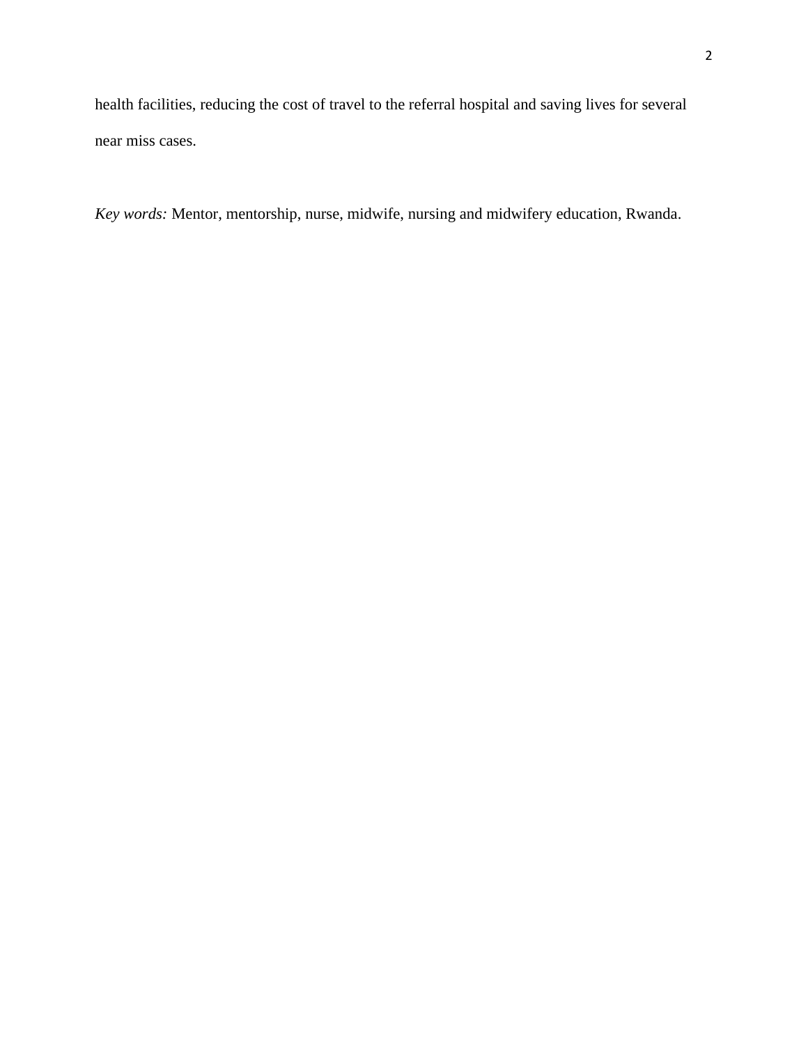health facilities, reducing the cost of travel to the referral hospital and saving lives for several near miss cases.

*Key words:* Mentor, mentorship, nurse, midwife, nursing and midwifery education, Rwanda.